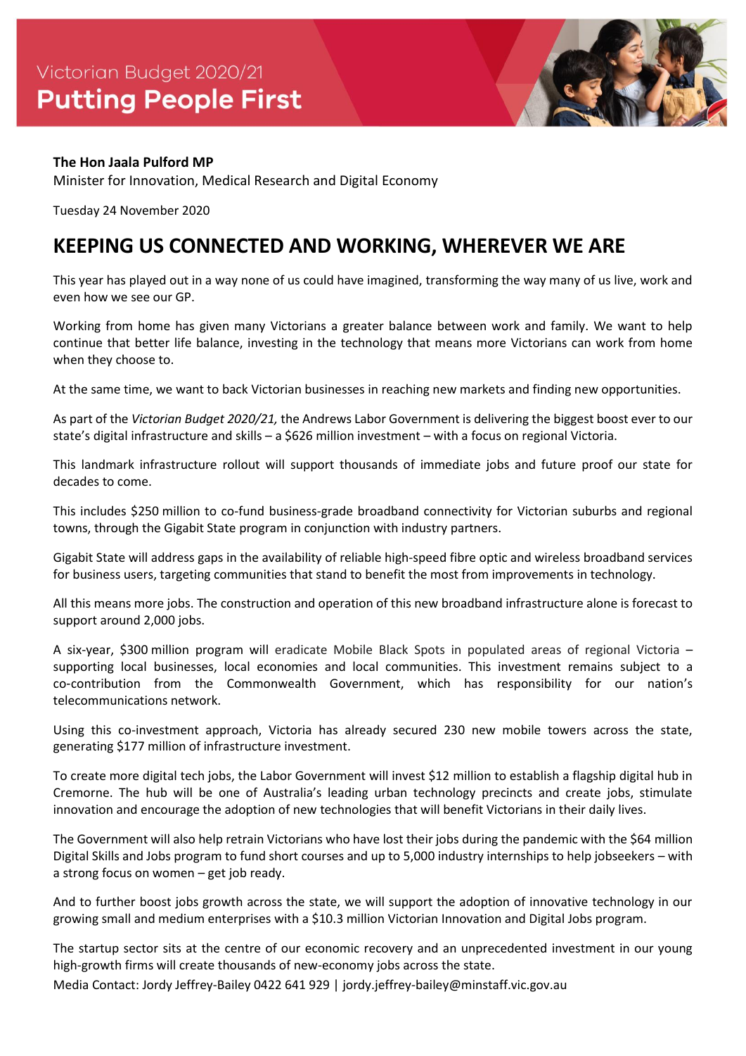Victorian Budget 2020/21

**Putting People First**

**The Hon Jaala Pulford MP**
Minister for Innovation, Medical Research and Digital Economy

Tuesday 24 November 2020

# KEEPING US CONNECTED AND WORKING, WHEREVER WE ARE

This year has played out in a way none of us could have imagined, transforming the way many of us live, work and even how we see our GP.

Working from home has given many Victorians a greater balance between work and family. We want to help continue that better life balance, investing in the technology that means more Victorians can work from home when they choose to.

At the same time, we want to back Victorian businesses in reaching new markets and finding new opportunities.

As part of the *Victorian Budget 2020/21,* the Andrews Labor Government is delivering the biggest boost ever to our state's digital infrastructure and skills – a $626 million investment – with a focus on regional Victoria.

This landmark infrastructure rollout will support thousands of immediate jobs and future proof our state for decades to come.

This includes $250 million to co-fund business-grade broadband connectivity for Victorian suburbs and regional towns, through the Gigabit State program in conjunction with industry partners.

Gigabit State will address gaps in the availability of reliable high-speed fibre optic and wireless broadband services for business users, targeting communities that stand to benefit the most from improvements in technology.

All this means more jobs. The construction and operation of this new broadband infrastructure alone is forecast to support around 2,000 jobs.

A six-year, $300 million program will eradicate Mobile Black Spots in populated areas of regional Victoria – supporting local businesses, local economies and local communities. This investment remains subject to a co-contribution from the Commonwealth Government, which has responsibility for our nation's telecommunications network.

Using this co-investment approach, Victoria has already secured 230 new mobile towers across the state, generating $177 million of infrastructure investment.

To create more digital tech jobs, the Labor Government will invest $12 million to establish a flagship digital hub in Cremorne. The hub will be one of Australia's leading urban technology precincts and create jobs, stimulate innovation and encourage the adoption of new technologies that will benefit Victorians in their daily lives.

The Government will also help retrain Victorians who have lost their jobs during the pandemic with the $64 million Digital Skills and Jobs program to fund short courses and up to 5,000 industry internships to help jobseekers – with a strong focus on women – get job ready.

And to further boost jobs growth across the state, we will support the adoption of innovative technology in our growing small and medium enterprises with a $10.3 million Victorian Innovation and Digital Jobs program.

The startup sector sits at the centre of our economic recovery and an unprecedented investment in our young high-growth firms will create thousands of new-economy jobs across the state.

Media Contact: Jordy Jeffrey-Bailey 0422 641 929 | jordy.jeffrey-bailey@minstaff.vic.gov.au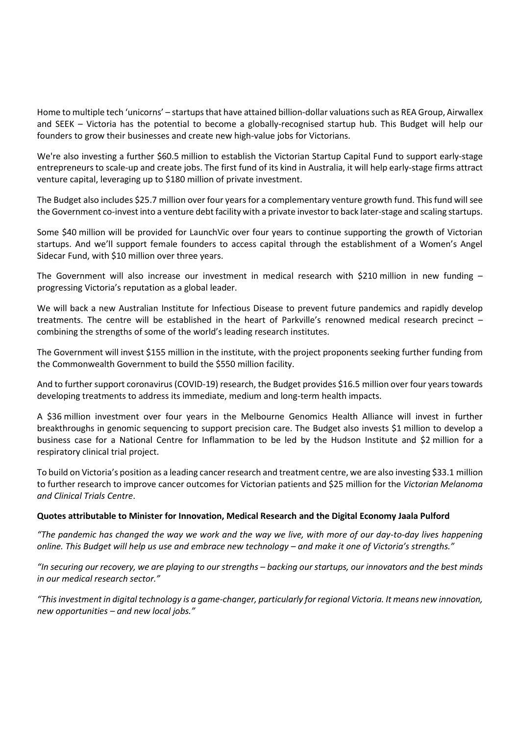Home to multiple tech 'unicorns' – startups that have attained billion-dollar valuations such as REA Group, Airwallex and SEEK – Victoria has the potential to become a globally-recognised startup hub. This Budget will help our founders to grow their businesses and create new high-value jobs for Victorians.

We're also investing a further $60.5 million to establish the Victorian Startup Capital Fund to support early-stage entrepreneurs to scale-up and create jobs. The first fund of its kind in Australia, it will help early-stage firms attract venture capital, leveraging up to $180 million of private investment.

The Budget also includes $25.7 million over four years for a complementary venture growth fund. This fund will see the Government co-invest into a venture debt facility with a private investor to back later-stage and scaling startups.

Some $40 million will be provided for LaunchVic over four years to continue supporting the growth of Victorian startups. And we'll support female founders to access capital through the establishment of a Women's Angel Sidecar Fund, with $10 million over three years.

The Government will also increase our investment in medical research with $210 million in new funding – progressing Victoria's reputation as a global leader.

We will back a new Australian Institute for Infectious Disease to prevent future pandemics and rapidly develop treatments. The centre will be established in the heart of Parkville's renowned medical research precinct – combining the strengths of some of the world's leading research institutes.

The Government will invest $155 million in the institute, with the project proponents seeking further funding from the Commonwealth Government to build the $550 million facility.

And to further support coronavirus (COVID-19) research, the Budget provides $16.5 million over four years towards developing treatments to address its immediate, medium and long-term health impacts.

A $36 million investment over four years in the Melbourne Genomics Health Alliance will invest in further breakthroughs in genomic sequencing to support precision care. The Budget also invests $1 million to develop a business case for a National Centre for Inflammation to be led by the Hudson Institute and $2 million for a respiratory clinical trial project.

To build on Victoria's position as a leading cancer research and treatment centre, we are also investing $33.1 million to further research to improve cancer outcomes for Victorian patients and $25 million for the *Victorian Melanoma and Clinical Trials Centre*.

**Quotes attributable to Minister for Innovation, Medical Research and the Digital Economy Jaala Pulford**

*"The pandemic has changed the way we work and the way we live, with more of our day-to-day lives happening online. This Budget will help us use and embrace new technology – and make it one of Victoria's strengths."*

*"In securing our recovery, we are playing to our strengths – backing our startups, our innovators and the best minds in our medical research sector."*

*"This investment in digital technology is a game-changer, particularly for regional Victoria. It means new innovation, new opportunities – and new local jobs."*